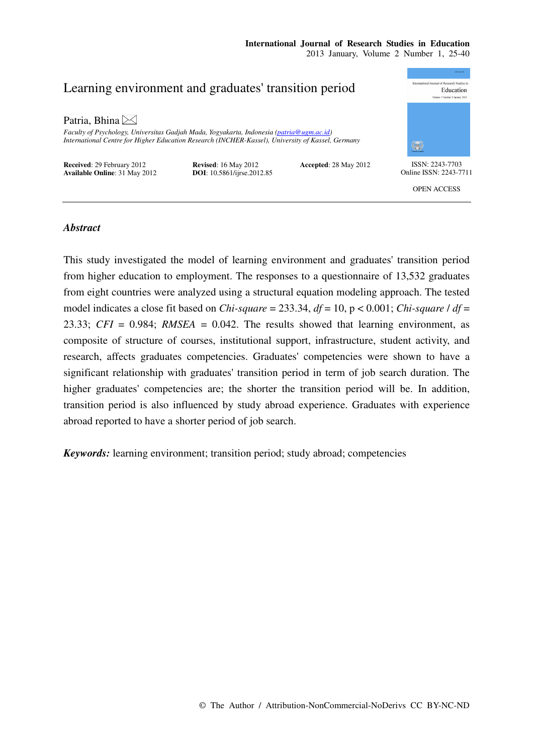# Learning environment and graduates' transition period

Patria, Bhina ✉

*Faculty of Psychology, Universitas Gadjah Mada, Yogyakarta, Indonesia (patria@ugm.ac.id)*
*International Centre for Higher Education Research (INCHER-Kassel), University of Kassel, Germany*

**Received**: 29 February 2012 **Revised**: 16 May 2012 **Accepted**: 28 May 2012
**Available Online**: 31 May 2012 **DOI**: 10.5861/ijrse.2012.85

ISSN: 2243-7703
Online ISSN: 2243-7711

OPEN ACCESS

---

### *Abstract*

This study investigated the model of learning environment and graduates' transition period from higher education to employment. The responses to a questionnaire of 13,532 graduates from eight countries were analyzed using a structural equation modeling approach. The tested model indicates a close fit based on *Chi-square* = 233.34, *df* = 10, p < 0.001; *Chi-square* / *df* = 23.33; *CFI* = 0.984; *RMSEA* = 0.042. The results showed that learning environment, as composite of structure of courses, institutional support, infrastructure, student activity, and research, affects graduates competencies. Graduates' competencies were shown to have a significant relationship with graduates' transition period in term of job search duration. The higher graduates' competencies are; the shorter the transition period will be. In addition, transition period is also influenced by study abroad experience. Graduates with experience abroad reported to have a shorter period of job search.

***Keywords:*** learning environment; transition period; study abroad; competencies

© The Author / Attribution-NonCommercial-NoDerivs CC BY-NC-ND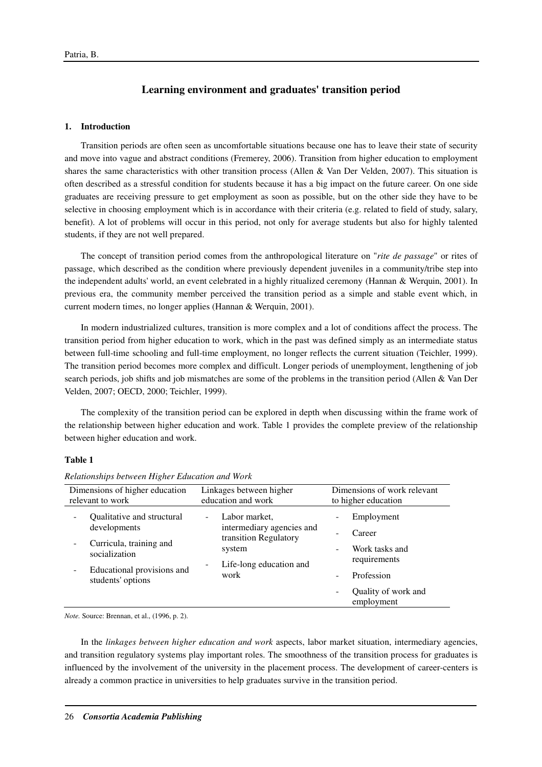# Learning environment and graduates' transition period

## 1. Introduction

Transition periods are often seen as uncomfortable situations because one has to leave their state of security and move into vague and abstract conditions (Fremerey, 2006). Transition from higher education to employment shares the same characteristics with other transition process (Allen & Van Der Velden, 2007). This situation is often described as a stressful condition for students because it has a big impact on the future career. On one side graduates are receiving pressure to get employment as soon as possible, but on the other side they have to be selective in choosing employment which is in accordance with their criteria (e.g. related to field of study, salary, benefit). A lot of problems will occur in this period, not only for average students but also for highly talented students, if they are not well prepared.

The concept of transition period comes from the anthropological literature on "*rite de passage*" or rites of passage, which described as the condition where previously dependent juveniles in a community/tribe step into the independent adults' world, an event celebrated in a highly ritualized ceremony (Hannan & Werquin, 2001). In previous era, the community member perceived the transition period as a simple and stable event which, in current modern times, no longer applies (Hannan & Werquin, 2001).

In modern industrialized cultures, transition is more complex and a lot of conditions affect the process. The transition period from higher education to work, which in the past was defined simply as an intermediate status between full-time schooling and full-time employment, no longer reflects the current situation (Teichler, 1999). The transition period becomes more complex and difficult. Longer periods of unemployment, lengthening of job search periods, job shifts and job mismatches are some of the problems in the transition period (Allen & Van Der Velden, 2007; OECD, 2000; Teichler, 1999).

The complexity of the transition period can be explored in depth when discussing within the frame work of the relationship between higher education and work. Table 1 provides the complete preview of the relationship between higher education and work.

**Table 1**

*Relationships between Higher Education and Work*

| Dimensions of higher education relevant to work | Linkages between higher education and work | Dimensions of work relevant to higher education |
|---|---|---|
| - Qualitative and structural developments<br>- Curricula, training and socialization<br>- Educational provisions and students' options | - Labor market, intermediary agencies and transition Regulatory system<br>- Life-long education and work | - Employment<br>- Career<br>- Work tasks and requirements<br>- Profession<br>- Quality of work and employment |

*Note.* Source: Brennan, et al., (1996, p. 2).

In the *linkages between higher education and work* aspects, labor market situation, intermediary agencies, and transition regulatory systems play important roles. The smoothness of the transition process for graduates is influenced by the involvement of the university in the placement process. The development of career-centers is already a common practice in universities to help graduates survive in the transition period.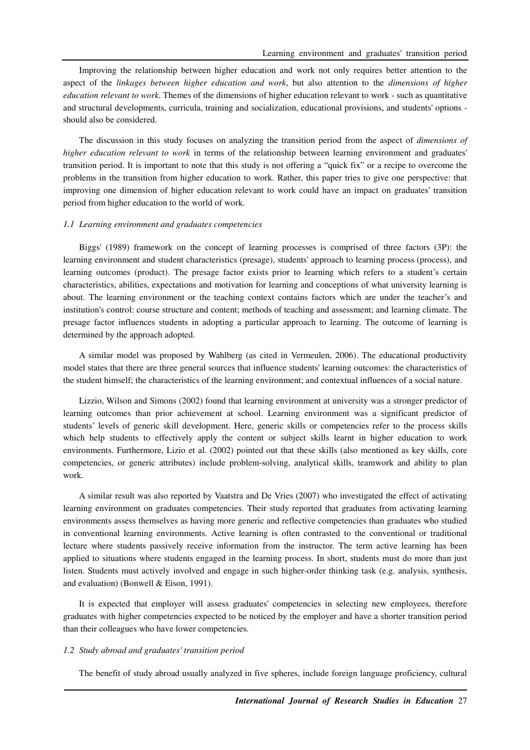Improving the relationship between higher education and work not only requires better attention to the aspect of the *linkages between higher education and work*, but also attention to the *dimensions of higher education relevant to work*. Themes of the dimensions of higher education relevant to work - such as quantitative and structural developments, curricula, training and socialization, educational provisions, and students' options - should also be considered.

The discussion in this study focuses on analyzing the transition period from the aspect of *dimensions of higher education relevant to work* in terms of the relationship between learning environment and graduates' transition period. It is important to note that this study is not offering a "quick fix" or a recipe to overcome the problems in the transition from higher education to work. Rather, this paper tries to give one perspective: that improving one dimension of higher education relevant to work could have an impact on graduates' transition period from higher education to the world of work.

### *1.1 Learning environment and graduates competencies*

Biggs' (1989) framework on the concept of learning processes is comprised of three factors (3P): the learning environment and student characteristics (presage), students' approach to learning process (process), and learning outcomes (product). The presage factor exists prior to learning which refers to a student's certain characteristics, abilities, expectations and motivation for learning and conceptions of what university learning is about. The learning environment or the teaching context contains factors which are under the teacher's and institution's control: course structure and content; methods of teaching and assessment; and learning climate. The presage factor influences students in adopting a particular approach to learning. The outcome of learning is determined by the approach adopted.

A similar model was proposed by Wahlberg (as cited in Vermeulen, 2006). The educational productivity model states that there are three general sources that influence students' learning outcomes: the characteristics of the student himself; the characteristics of the learning environment; and contextual influences of a social nature.

Lizzio, Wilson and Simons (2002) found that learning environment at university was a stronger predictor of learning outcomes than prior achievement at school. Learning environment was a significant predictor of students' levels of generic skill development. Here, generic skills or competencies refer to the process skills which help students to effectively apply the content or subject skills learnt in higher education to work environments. Furthermore, Lizio et al. (2002) pointed out that these skills (also mentioned as key skills, core competencies, or generic attributes) include problem-solving, analytical skills, teamwork and ability to plan work.

A similar result was also reported by Vaatstra and De Vries (2007) who investigated the effect of activating learning environment on graduates competencies. Their study reported that graduates from activating learning environments assess themselves as having more generic and reflective competencies than graduates who studied in conventional learning environments. Active learning is often contrasted to the conventional or traditional lecture where students passively receive information from the instructor. The term active learning has been applied to situations where students engaged in the learning process. In short, students must do more than just listen. Students must actively involved and engage in such higher-order thinking task (e.g. analysis, synthesis, and evaluation) (Bonwell & Eison, 1991).

It is expected that employer will assess graduates' competencies in selecting new employees, therefore graduates with higher competencies expected to be noticed by the employer and have a shorter transition period than their colleagues who have lower competencies.

### *1.2 Study abroad and graduates' transition period*

The benefit of study abroad usually analyzed in five spheres, include foreign language proficiency, cultural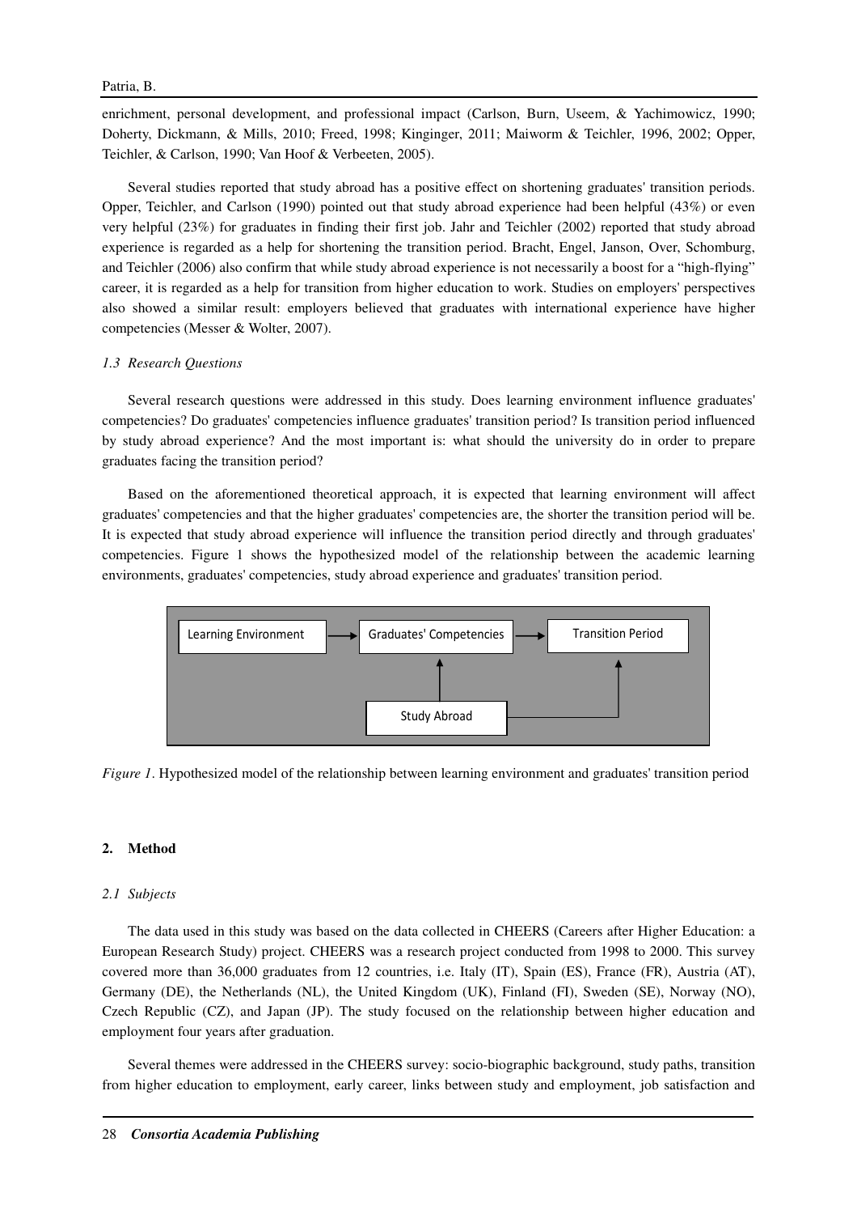enrichment, personal development, and professional impact (Carlson, Burn, Useem, & Yachimowicz, 1990; Doherty, Dickmann, & Mills, 2010; Freed, 1998; Kinginger, 2011; Maiworm & Teichler, 1996, 2002; Opper, Teichler, & Carlson, 1990; Van Hoof & Verbeeten, 2005).

Several studies reported that study abroad has a positive effect on shortening graduates' transition periods. Opper, Teichler, and Carlson (1990) pointed out that study abroad experience had been helpful (43%) or even very helpful (23%) for graduates in finding their first job. Jahr and Teichler (2002) reported that study abroad experience is regarded as a help for shortening the transition period. Bracht, Engel, Janson, Over, Schomburg, and Teichler (2006) also confirm that while study abroad experience is not necessarily a boost for a "high-flying" career, it is regarded as a help for transition from higher education to work. Studies on employers' perspectives also showed a similar result: employers believed that graduates with international experience have higher competencies (Messer & Wolter, 2007).

### *1.3 Research Questions*

Several research questions were addressed in this study. Does learning environment influence graduates' competencies? Do graduates' competencies influence graduates' transition period? Is transition period influenced by study abroad experience? And the most important is: what should the university do in order to prepare graduates facing the transition period?

Based on the aforementioned theoretical approach, it is expected that learning environment will affect graduates' competencies and that the higher graduates' competencies are, the shorter the transition period will be. It is expected that study abroad experience will influence the transition period directly and through graduates' competencies. Figure 1 shows the hypothesized model of the relationship between the academic learning environments, graduates' competencies, study abroad experience and graduates' transition period.

Learning Environment → Graduates' Competencies → Transition Period

Study Abroad → Graduates' Competencies; Study Abroad → Transition Period

*Figure 1*. Hypothesized model of the relationship between learning environment and graduates' transition period

## 2. Method

### *2.1 Subjects*

The data used in this study was based on the data collected in CHEERS (Careers after Higher Education: a European Research Study) project. CHEERS was a research project conducted from 1998 to 2000. This survey covered more than 36,000 graduates from 12 countries, i.e. Italy (IT), Spain (ES), France (FR), Austria (AT), Germany (DE), the Netherlands (NL), the United Kingdom (UK), Finland (FI), Sweden (SE), Norway (NO), Czech Republic (CZ), and Japan (JP). The study focused on the relationship between higher education and employment four years after graduation.

Several themes were addressed in the CHEERS survey: socio-biographic background, study paths, transition from higher education to employment, early career, links between study and employment, job satisfaction and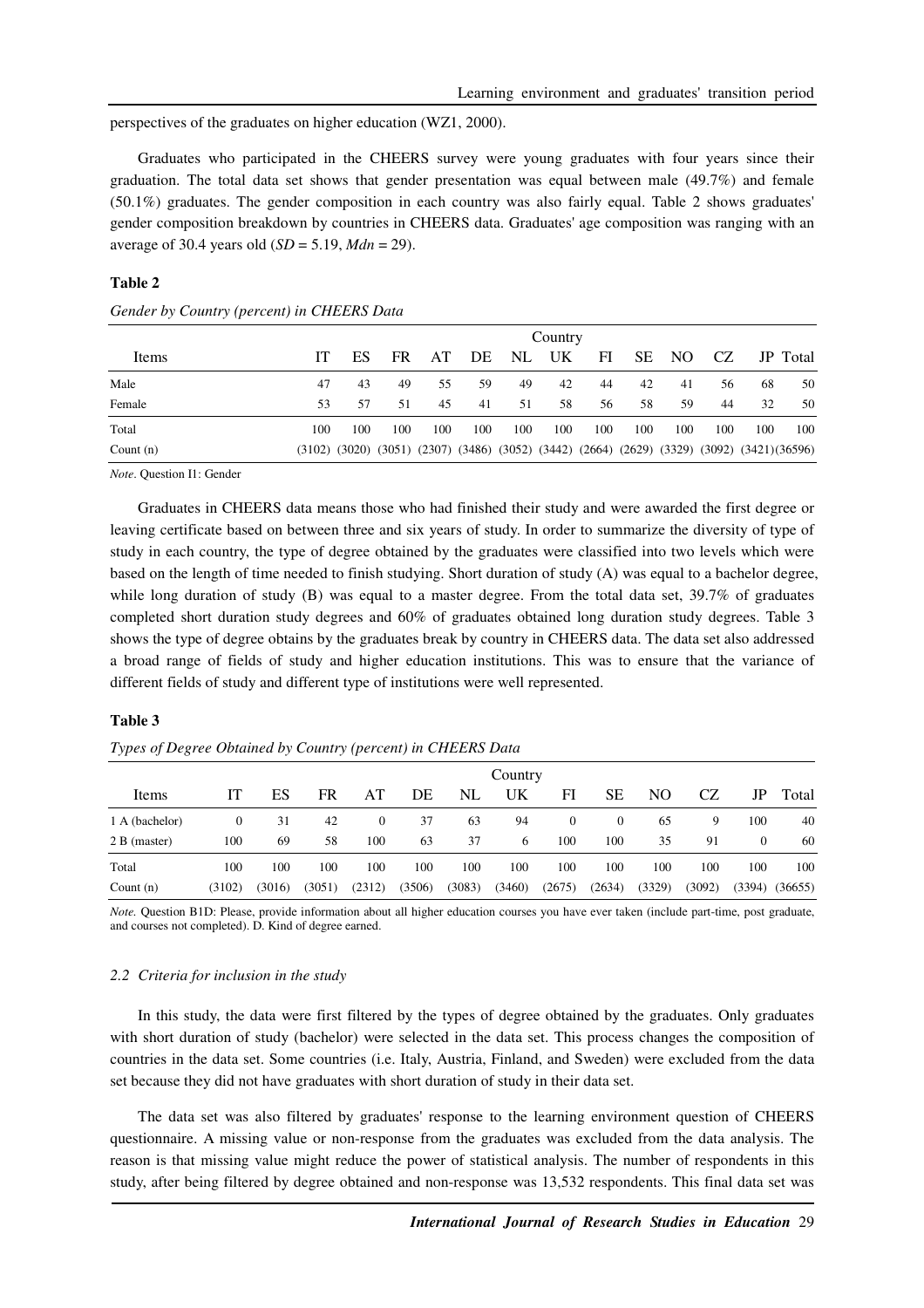perspectives of the graduates on higher education (WZ1, 2000).

Graduates who participated in the CHEERS survey were young graduates with four years since their graduation. The total data set shows that gender presentation was equal between male (49.7%) and female (50.1%) graduates. The gender composition in each country was also fairly equal. Table 2 shows graduates' gender composition breakdown by countries in CHEERS data. Graduates' age composition was ranging with an average of 30.4 years old (*SD* = 5.19, *Mdn* = 29).

**Table 2**

*Gender by Country (percent) in CHEERS Data*

| Items | Country | | | | | | | | | | | | |
|---|---|---|---|---|---|---|---|---|---|---|---|---|---|
| | IT | ES | FR | AT | DE | NL | UK | FI | SE | NO | CZ | JP | Total |
| Male | 47 | 43 | 49 | 55 | 59 | 49 | 42 | 44 | 42 | 41 | 56 | 68 | 50 |
| Female | 53 | 57 | 51 | 45 | 41 | 51 | 58 | 56 | 58 | 59 | 44 | 32 | 50 |
| Total | 100 | 100 | 100 | 100 | 100 | 100 | 100 | 100 | 100 | 100 | 100 | 100 | 100 |
| Count (n) | (3102) | (3020) | (3051) | (2307) | (3486) | (3052) | (3442) | (2664) | (2629) | (3329) | (3092) | (3421) | (36596) |

*Note*. Question I1: Gender

Graduates in CHEERS data means those who had finished their study and were awarded the first degree or leaving certificate based on between three and six years of study. In order to summarize the diversity of type of study in each country, the type of degree obtained by the graduates were classified into two levels which were based on the length of time needed to finish studying. Short duration of study (A) was equal to a bachelor degree, while long duration of study (B) was equal to a master degree. From the total data set, 39.7% of graduates completed short duration study degrees and 60% of graduates obtained long duration study degrees. Table 3 shows the type of degree obtains by the graduates break by country in CHEERS data. The data set also addressed a broad range of fields of study and higher education institutions. This was to ensure that the variance of different fields of study and different type of institutions were well represented.

**Table 3**

*Types of Degree Obtained by Country (percent) in CHEERS Data*

| Items | Country | | | | | | | | | | | | |
|---|---|---|---|---|---|---|---|---|---|---|---|---|---|
| | IT | ES | FR | AT | DE | NL | UK | FI | SE | NO | CZ | JP | Total |
| 1 A (bachelor) | 0 | 31 | 42 | 0 | 37 | 63 | 94 | 0 | 0 | 65 | 9 | 100 | 40 |
| 2 B (master) | 100 | 69 | 58 | 100 | 63 | 37 | 6 | 100 | 100 | 35 | 91 | 0 | 60 |
| Total | 100 | 100 | 100 | 100 | 100 | 100 | 100 | 100 | 100 | 100 | 100 | 100 | 100 |
| Count (n) | (3102) | (3016) | (3051) | (2312) | (3506) | (3083) | (3460) | (2675) | (2634) | (3329) | (3092) | (3394) | (36655) |

*Note.* Question B1D: Please, provide information about all higher education courses you have ever taken (include part-time, post graduate, and courses not completed). D. Kind of degree earned.

### *2.2 Criteria for inclusion in the study*

In this study, the data were first filtered by the types of degree obtained by the graduates. Only graduates with short duration of study (bachelor) were selected in the data set. This process changes the composition of countries in the data set. Some countries (i.e. Italy, Austria, Finland, and Sweden) were excluded from the data set because they did not have graduates with short duration of study in their data set.

The data set was also filtered by graduates' response to the learning environment question of CHEERS questionnaire. A missing value or non-response from the graduates was excluded from the data analysis. The reason is that missing value might reduce the power of statistical analysis. The number of respondents in this study, after being filtered by degree obtained and non-response was 13,532 respondents. This final data set was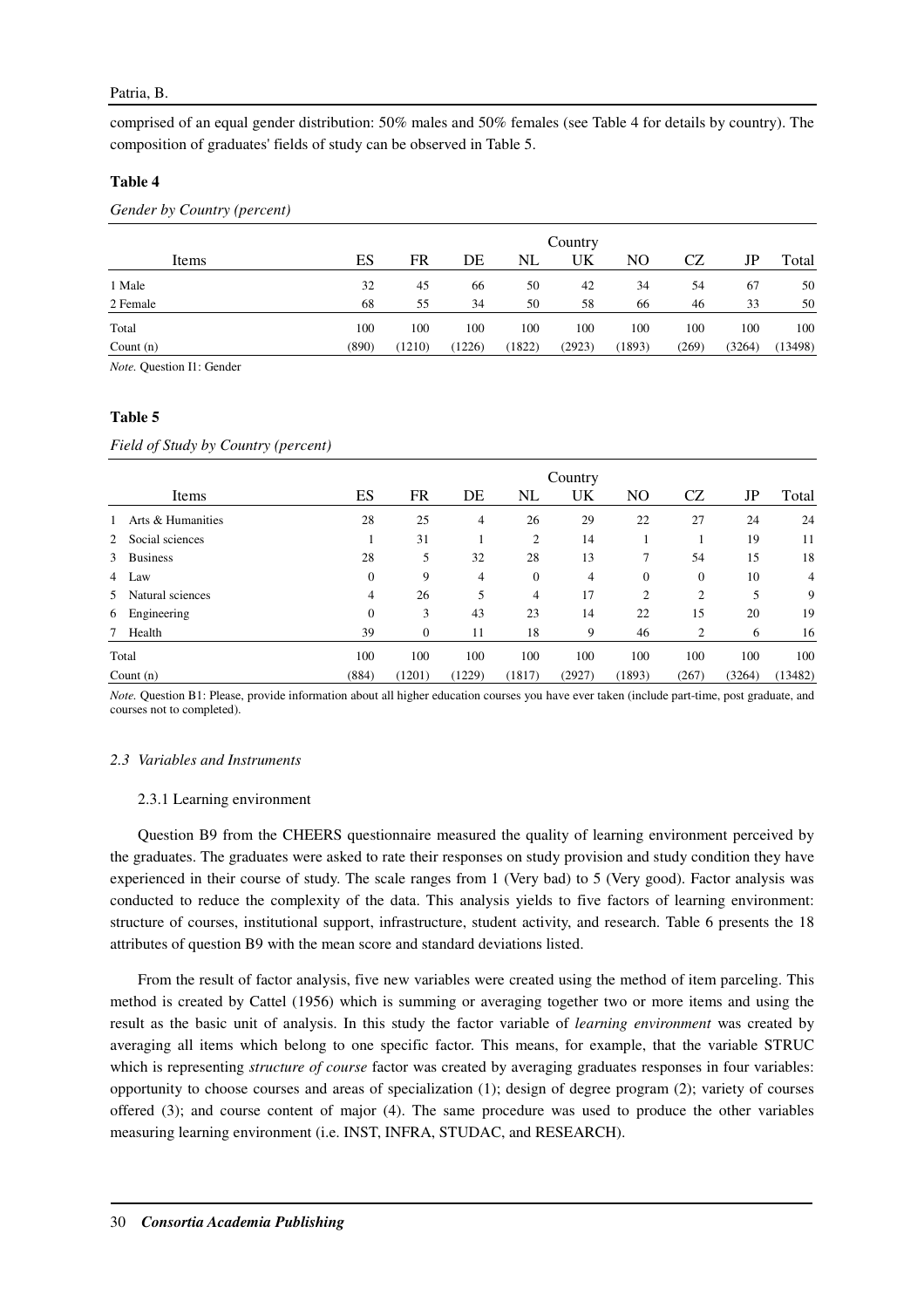comprised of an equal gender distribution: 50% males and 50% females (see Table 4 for details by country). The composition of graduates' fields of study can be observed in Table 5.

**Table 4**

*Gender by Country (percent)*

| Items | Country | | | | | | | | |
|---|---|---|---|---|---|---|---|---|---|
| | ES | FR | DE | NL | UK | NO | CZ | JP | Total |
| 1 Male | 32 | 45 | 66 | 50 | 42 | 34 | 54 | 67 | 50 |
| 2 Female | 68 | 55 | 34 | 50 | 58 | 66 | 46 | 33 | 50 |
| Total | 100 | 100 | 100 | 100 | 100 | 100 | 100 | 100 | 100 |
| Count (n) | (890) | (1210) | (1226) | (1822) | (2923) | (1893) | (269) | (3264) | (13498) |

*Note.* Question I1: Gender

**Table 5**

*Field of Study by Country (percent)*

| Items | Country | | | | | | | | |
|---|---|---|---|---|---|---|---|---|---|
| | ES | FR | DE | NL | UK | NO | CZ | JP | Total |
| 1 Arts & Humanities | 28 | 25 | 4 | 26 | 29 | 22 | 27 | 24 | 24 |
| 2 Social sciences | 1 | 31 | 1 | 2 | 14 | 1 | 1 | 19 | 11 |
| 3 Business | 28 | 5 | 32 | 28 | 13 | 7 | 54 | 15 | 18 |
| 4 Law | 0 | 9 | 4 | 0 | 4 | 0 | 0 | 10 | 4 |
| 5 Natural sciences | 4 | 26 | 5 | 4 | 17 | 2 | 2 | 5 | 9 |
| 6 Engineering | 0 | 3 | 43 | 23 | 14 | 22 | 15 | 20 | 19 |
| 7 Health | 39 | 0 | 11 | 18 | 9 | 46 | 2 | 6 | 16 |
| Total | 100 | 100 | 100 | 100 | 100 | 100 | 100 | 100 | 100 |
| Count (n) | (884) | (1201) | (1229) | (1817) | (2927) | (1893) | (267) | (3264) | (13482) |

*Note.* Question B1: Please, provide information about all higher education courses you have ever taken (include part-time, post graduate, and courses not to completed).

### *2.3 Variables and Instruments*

#### 2.3.1 Learning environment

Question B9 from the CHEERS questionnaire measured the quality of learning environment perceived by the graduates. The graduates were asked to rate their responses on study provision and study condition they have experienced in their course of study. The scale ranges from 1 (Very bad) to 5 (Very good). Factor analysis was conducted to reduce the complexity of the data. This analysis yields to five factors of learning environment: structure of courses, institutional support, infrastructure, student activity, and research. Table 6 presents the 18 attributes of question B9 with the mean score and standard deviations listed.

From the result of factor analysis, five new variables were created using the method of item parceling. This method is created by Cattel (1956) which is summing or averaging together two or more items and using the result as the basic unit of analysis. In this study the factor variable of *learning environment* was created by averaging all items which belong to one specific factor. This means, for example, that the variable STRUC which is representing *structure of course* factor was created by averaging graduates responses in four variables: opportunity to choose courses and areas of specialization (1); design of degree program (2); variety of courses offered (3); and course content of major (4). The same procedure was used to produce the other variables measuring learning environment (i.e. INST, INFRA, STUDAC, and RESEARCH).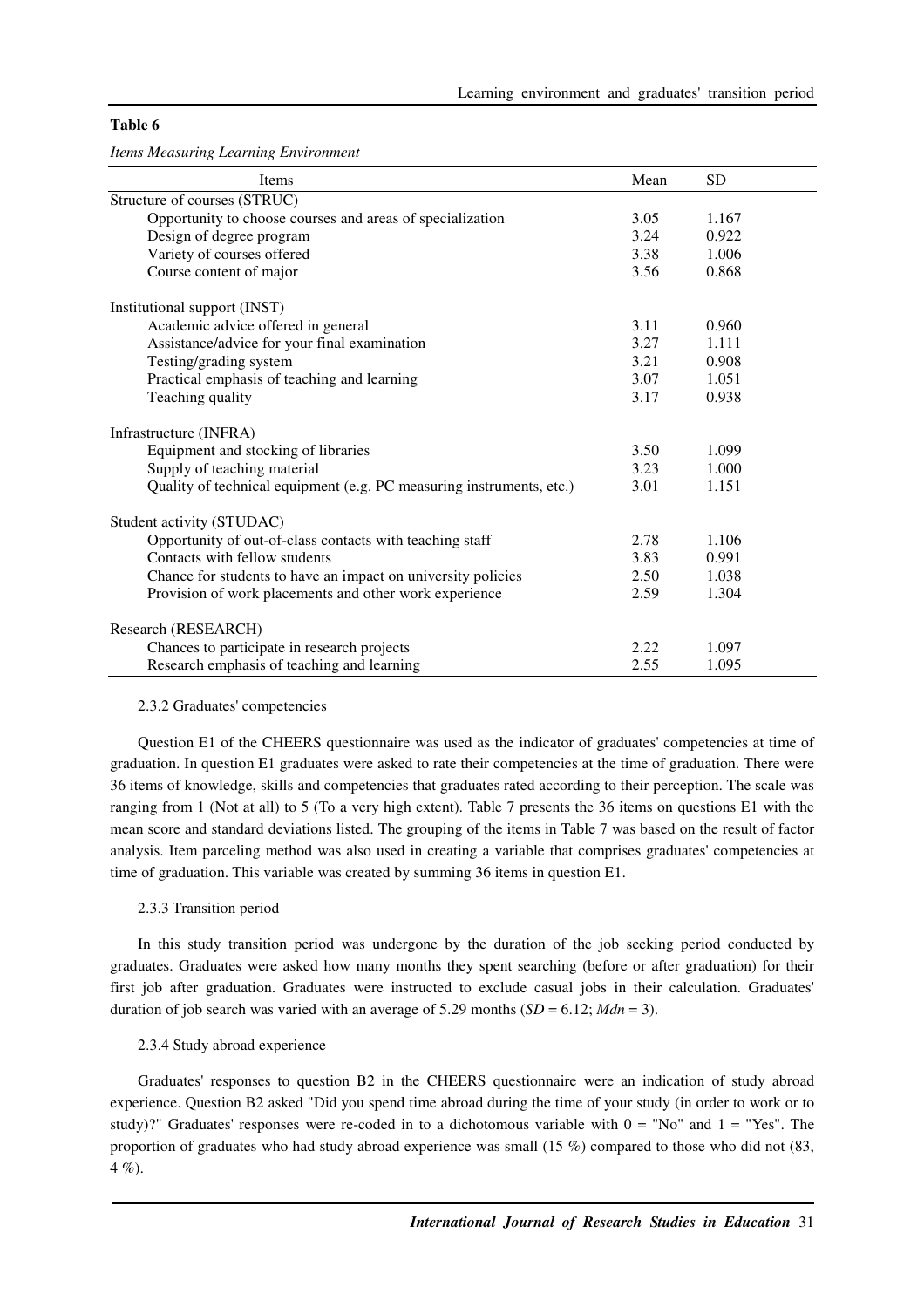**Table 6**

*Items Measuring Learning Environment*

| Items | Mean | SD |
|---|---|---|
| Structure of courses (STRUC) | | |
| Opportunity to choose courses and areas of specialization | 3.05 | 1.167 |
| Design of degree program | 3.24 | 0.922 |
| Variety of courses offered | 3.38 | 1.006 |
| Course content of major | 3.56 | 0.868 |
| Institutional support (INST) | | |
| Academic advice offered in general | 3.11 | 0.960 |
| Assistance/advice for your final examination | 3.27 | 1.111 |
| Testing/grading system | 3.21 | 0.908 |
| Practical emphasis of teaching and learning | 3.07 | 1.051 |
| Teaching quality | 3.17 | 0.938 |
| Infrastructure (INFRA) | | |
| Equipment and stocking of libraries | 3.50 | 1.099 |
| Supply of teaching material | 3.23 | 1.000 |
| Quality of technical equipment (e.g. PC measuring instruments, etc.) | 3.01 | 1.151 |
| Student activity (STUDAC) | | |
| Opportunity of out-of-class contacts with teaching staff | 2.78 | 1.106 |
| Contacts with fellow students | 3.83 | 0.991 |
| Chance for students to have an impact on university policies | 2.50 | 1.038 |
| Provision of work placements and other work experience | 2.59 | 1.304 |
| Research (RESEARCH) | | |
| Chances to participate in research projects | 2.22 | 1.097 |
| Research emphasis of teaching and learning | 2.55 | 1.095 |

#### 2.3.2 Graduates' competencies

Question E1 of the CHEERS questionnaire was used as the indicator of graduates' competencies at time of graduation. In question E1 graduates were asked to rate their competencies at the time of graduation. There were 36 items of knowledge, skills and competencies that graduates rated according to their perception. The scale was ranging from 1 (Not at all) to 5 (To a very high extent). Table 7 presents the 36 items on questions E1 with the mean score and standard deviations listed. The grouping of the items in Table 7 was based on the result of factor analysis. Item parceling method was also used in creating a variable that comprises graduates' competencies at time of graduation. This variable was created by summing 36 items in question E1.

#### 2.3.3 Transition period

In this study transition period was undergone by the duration of the job seeking period conducted by graduates. Graduates were asked how many months they spent searching (before or after graduation) for their first job after graduation. Graduates were instructed to exclude casual jobs in their calculation. Graduates' duration of job search was varied with an average of 5.29 months (*SD* = 6.12; *Mdn* = 3).

#### 2.3.4 Study abroad experience

Graduates' responses to question B2 in the CHEERS questionnaire were an indication of study abroad experience. Question B2 asked "Did you spend time abroad during the time of your study (in order to work or to study)?" Graduates' responses were re-coded in to a dichotomous variable with 0 = "No" and 1 = "Yes". The proportion of graduates who had study abroad experience was small (15 %) compared to those who did not (83, 4 %).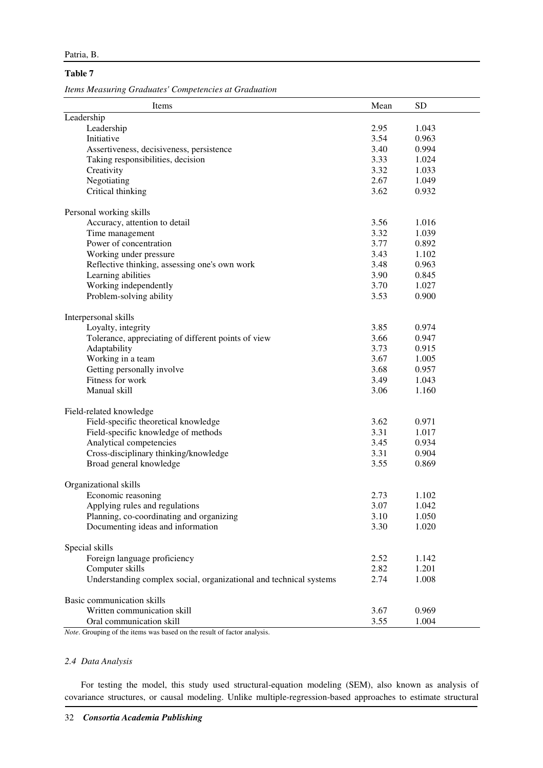**Table 7**

*Items Measuring Graduates' Competencies at Graduation*

| Items | Mean | SD |
|---|---|---|
| Leadership | | |
| Leadership | 2.95 | 1.043 |
| Initiative | 3.54 | 0.963 |
| Assertiveness, decisiveness, persistence | 3.40 | 0.994 |
| Taking responsibilities, decision | 3.33 | 1.024 |
| Creativity | 3.32 | 1.033 |
| Negotiating | 2.67 | 1.049 |
| Critical thinking | 3.62 | 0.932 |
| Personal working skills | | |
| Accuracy, attention to detail | 3.56 | 1.016 |
| Time management | 3.32 | 1.039 |
| Power of concentration | 3.77 | 0.892 |
| Working under pressure | 3.43 | 1.102 |
| Reflective thinking, assessing one's own work | 3.48 | 0.963 |
| Learning abilities | 3.90 | 0.845 |
| Working independently | 3.70 | 1.027 |
| Problem-solving ability | 3.53 | 0.900 |
| Interpersonal skills | | |
| Loyalty, integrity | 3.85 | 0.974 |
| Tolerance, appreciating of different points of view | 3.66 | 0.947 |
| Adaptability | 3.73 | 0.915 |
| Working in a team | 3.67 | 1.005 |
| Getting personally involve | 3.68 | 0.957 |
| Fitness for work | 3.49 | 1.043 |
| Manual skill | 3.06 | 1.160 |
| Field-related knowledge | | |
| Field-specific theoretical knowledge | 3.62 | 0.971 |
| Field-specific knowledge of methods | 3.31 | 1.017 |
| Analytical competencies | 3.45 | 0.934 |
| Cross-disciplinary thinking/knowledge | 3.31 | 0.904 |
| Broad general knowledge | 3.55 | 0.869 |
| Organizational skills | | |
| Economic reasoning | 2.73 | 1.102 |
| Applying rules and regulations | 3.07 | 1.042 |
| Planning, co-coordinating and organizing | 3.10 | 1.050 |
| Documenting ideas and information | 3.30 | 1.020 |
| Special skills | | |
| Foreign language proficiency | 2.52 | 1.142 |
| Computer skills | 2.82 | 1.201 |
| Understanding complex social, organizational and technical systems | 2.74 | 1.008 |
| Basic communication skills | | |
| Written communication skill | 3.67 | 0.969 |
| Oral communication skill | 3.55 | 1.004 |

*Note*. Grouping of the items was based on the result of factor analysis.

### *2.4 Data Analysis*

For testing the model, this study used structural-equation modeling (SEM), also known as analysis of covariance structures, or causal modeling. Unlike multiple-regression-based approaches to estimate structural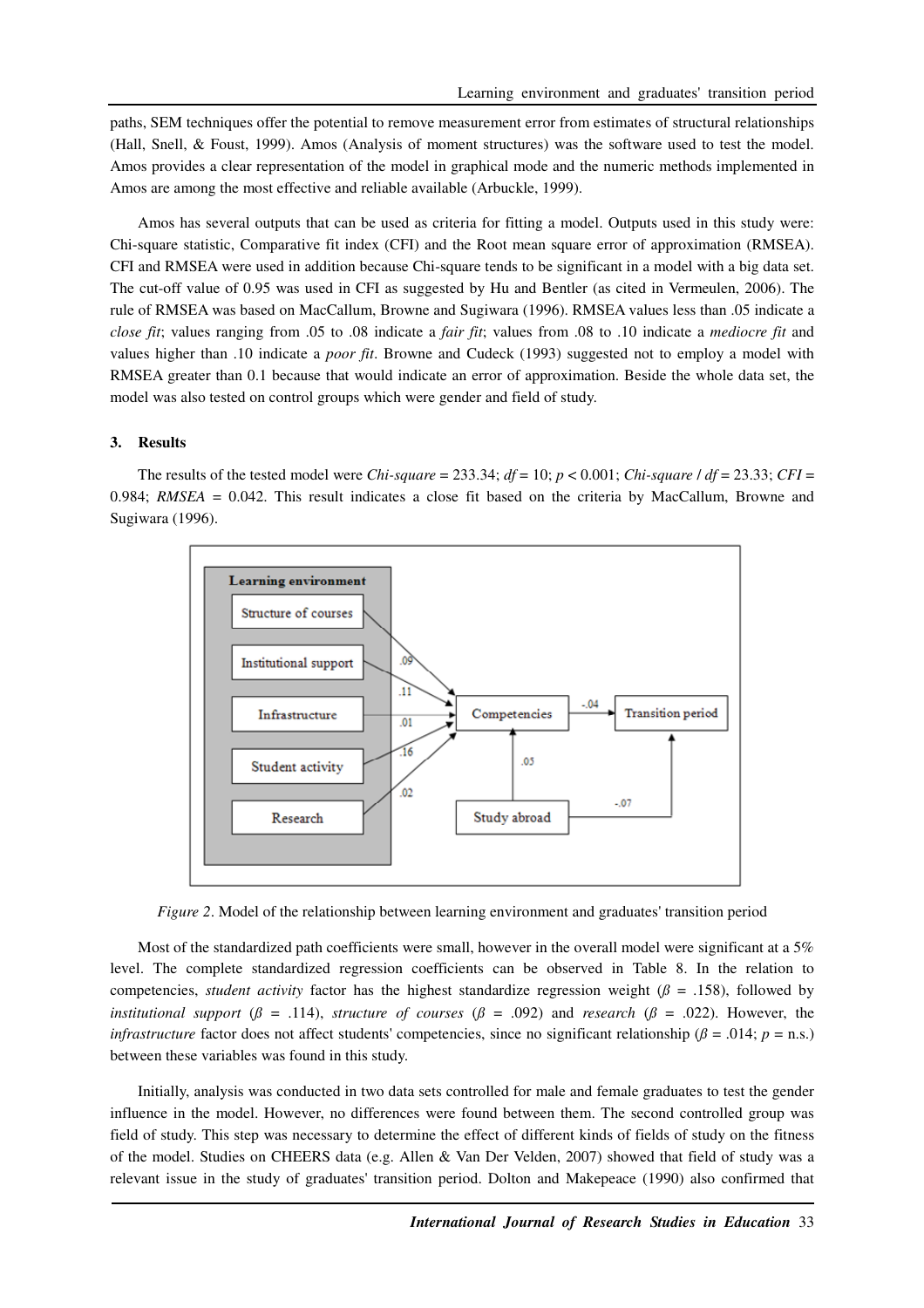paths, SEM techniques offer the potential to remove measurement error from estimates of structural relationships (Hall, Snell, & Foust, 1999). Amos (Analysis of moment structures) was the software used to test the model. Amos provides a clear representation of the model in graphical mode and the numeric methods implemented in Amos are among the most effective and reliable available (Arbuckle, 1999).

Amos has several outputs that can be used as criteria for fitting a model. Outputs used in this study were: Chi-square statistic, Comparative fit index (CFI) and the Root mean square error of approximation (RMSEA). CFI and RMSEA were used in addition because Chi-square tends to be significant in a model with a big data set. The cut-off value of 0.95 was used in CFI as suggested by Hu and Bentler (as cited in Vermeulen, 2006). The rule of RMSEA was based on MacCallum, Browne and Sugiwara (1996). RMSEA values less than .05 indicate a *close fit*; values ranging from .05 to .08 indicate a *fair fit*; values from .08 to .10 indicate a *mediocre fit* and values higher than .10 indicate a *poor fit*. Browne and Cudeck (1993) suggested not to employ a model with RMSEA greater than 0.1 because that would indicate an error of approximation. Beside the whole data set, the model was also tested on control groups which were gender and field of study.

## 3. Results

The results of the tested model were *Chi-square* = 233.34; *df* = 10; $p < 0.001$; *Chi-square* / *df* = 23.33; *CFI* = 0.984; *RMSEA* = 0.042. This result indicates a close fit based on the criteria by MacCallum, Browne and Sugiwara (1996).

*Figure 2*. Model of the relationship between learning environment and graduates' transition period

Most of the standardized path coefficients were small, however in the overall model were significant at a 5% level. The complete standardized regression coefficients can be observed in Table 8. In the relation to competencies, *student activity* factor has the highest standardize regression weight ($\beta$ = .158), followed by *institutional support* ($\beta$ = .114), *structure of courses* ($\beta$ = .092) and *research* ($\beta$ = .022). However, the *infrastructure* factor does not affect students' competencies, since no significant relationship ($\beta$ = .014; $p$ = n.s.) between these variables was found in this study.

Initially, analysis was conducted in two data sets controlled for male and female graduates to test the gender influence in the model. However, no differences were found between them. The second controlled group was field of study. This step was necessary to determine the effect of different kinds of fields of study on the fitness of the model. Studies on CHEERS data (e.g. Allen & Van Der Velden, 2007) showed that field of study was a relevant issue in the study of graduates' transition period. Dolton and Makepeace (1990) also confirmed that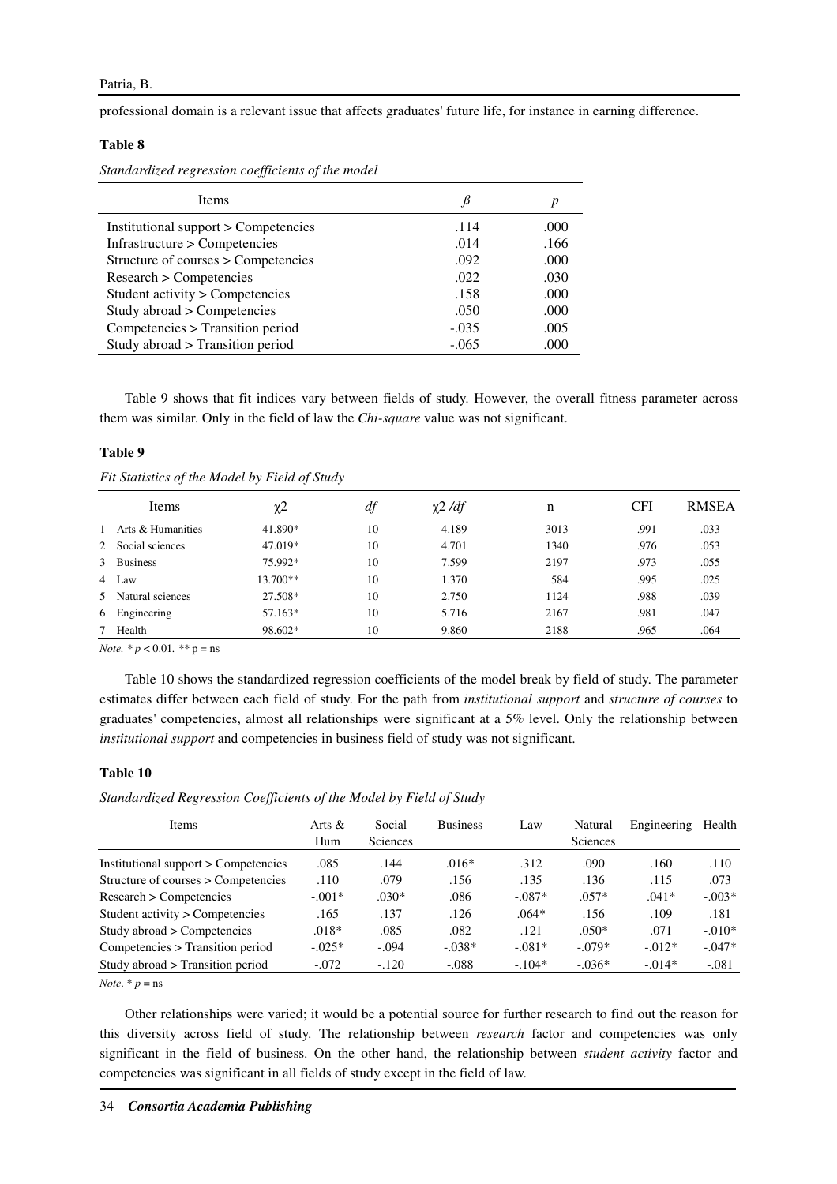professional domain is a relevant issue that affects graduates' future life, for instance in earning difference.

**Table 8**

*Standardized regression coefficients of the model*

| Items | $\beta$ | $p$ |
|---|---|---|
| Institutional support > Competencies | .114 | .000 |
| Infrastructure > Competencies | .014 | .166 |
| Structure of courses > Competencies | .092 | .000 |
| Research > Competencies | .022 | .030 |
| Student activity > Competencies | .158 | .000 |
| Study abroad > Competencies | .050 | .000 |
| Competencies > Transition period | -.035 | .005 |
| Study abroad > Transition period | -.065 | .000 |

Table 9 shows that fit indices vary between fields of study. However, the overall fitness parameter across them was similar. Only in the field of law the *Chi-square* value was not significant.

**Table 9**

*Fit Statistics of the Model by Field of Study*

| | Items | $\chi2$ | $df$ | $\chi2/df$ | n | CFI | RMSEA |
|---|---|---|---|---|---|---|---|
| 1 | Arts & Humanities | 41.890* | 10 | 4.189 | 3013 | .991 | .033 |
| 2 | Social sciences | 47.019* | 10 | 4.701 | 1340 | .976 | .053 |
| 3 | Business | 75.992* | 10 | 7.599 | 2197 | .973 | .055 |
| 4 | Law | 13.700** | 10 | 1.370 | 584 | .995 | .025 |
| 5 | Natural sciences | 27.508* | 10 | 2.750 | 1124 | .988 | .039 |
| 6 | Engineering | 57.163* | 10 | 5.716 | 2167 | .981 | .047 |
| 7 | Health | 98.602* | 10 | 9.860 | 2188 | .965 | .064 |

*Note.* * $p < 0.01$. ** p = ns

Table 10 shows the standardized regression coefficients of the model break by field of study. The parameter estimates differ between each field of study. For the path from *institutional support* and *structure of courses* to graduates' competencies, almost all relationships were significant at a 5% level. Only the relationship between *institutional support* and competencies in business field of study was not significant.

**Table 10**

*Standardized Regression Coefficients of the Model by Field of Study*

| Items | Arts & Hum | Social Sciences | Business | Law | Natural Sciences | Engineering | Health |
|---|---|---|---|---|---|---|---|
| Institutional support > Competencies | .085 | .144 | .016* | .312 | .090 | .160 | .110 |
| Structure of courses > Competencies | .110 | .079 | .156 | .135 | .136 | .115 | .073 |
| Research > Competencies | -.001* | .030* | .086 | -.087* | .057* | .041* | -.003* |
| Student activity > Competencies | .165 | .137 | .126 | .064* | .156 | .109 | .181 |
| Study abroad > Competencies | .018* | .085 | .082 | .121 | .050* | .071 | -.010* |
| Competencies > Transition period | -.025* | -.094 | -.038* | -.081* | -.079* | -.012* | -.047* |
| Study abroad > Transition period | -.072 | -.120 | -.088 | -.104* | -.036* | -.014* | -.081 |

*Note*. * $p$ = ns

Other relationships were varied; it would be a potential source for further research to find out the reason for this diversity across field of study. The relationship between *research* factor and competencies was only significant in the field of business. On the other hand, the relationship between *student activity* factor and competencies was significant in all fields of study except in the field of law.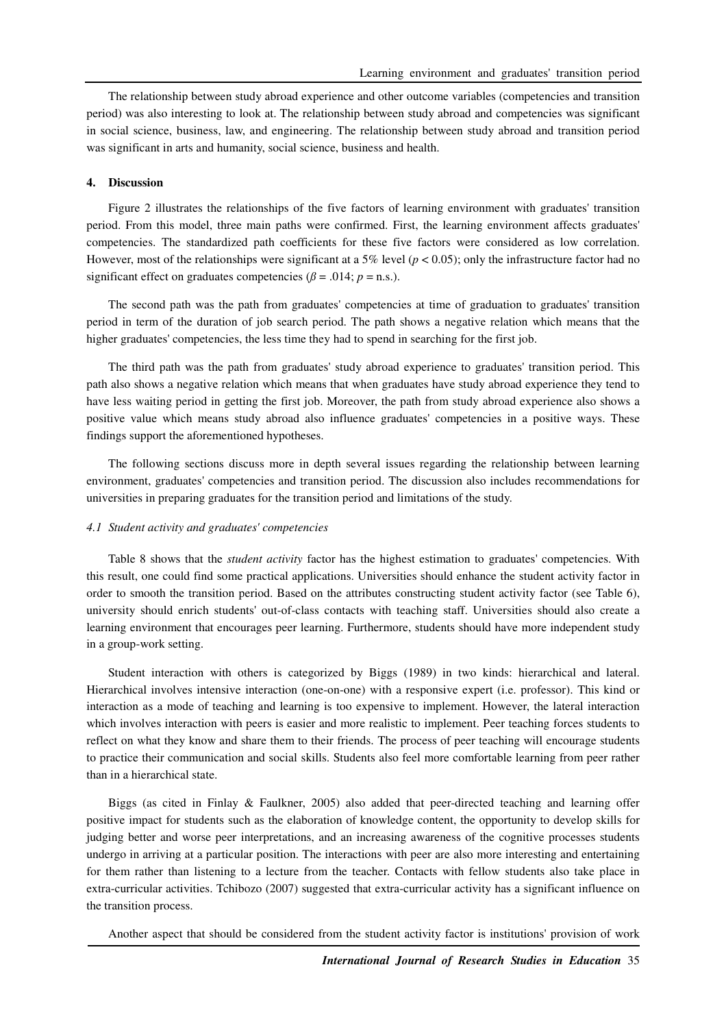The relationship between study abroad experience and other outcome variables (competencies and transition period) was also interesting to look at. The relationship between study abroad and competencies was significant in social science, business, law, and engineering. The relationship between study abroad and transition period was significant in arts and humanity, social science, business and health.

## 4. Discussion

Figure 2 illustrates the relationships of the five factors of learning environment with graduates' transition period. From this model, three main paths were confirmed. First, the learning environment affects graduates' competencies. The standardized path coefficients for these five factors were considered as low correlation. However, most of the relationships were significant at a 5% level ($p < 0.05$); only the infrastructure factor had no significant effect on graduates competencies ($\beta = .014$; $p$ = n.s.).

The second path was the path from graduates' competencies at time of graduation to graduates' transition period in term of the duration of job search period. The path shows a negative relation which means that the higher graduates' competencies, the less time they had to spend in searching for the first job.

The third path was the path from graduates' study abroad experience to graduates' transition period. This path also shows a negative relation which means that when graduates have study abroad experience they tend to have less waiting period in getting the first job. Moreover, the path from study abroad experience also shows a positive value which means study abroad also influence graduates' competencies in a positive ways. These findings support the aforementioned hypotheses.

The following sections discuss more in depth several issues regarding the relationship between learning environment, graduates' competencies and transition period. The discussion also includes recommendations for universities in preparing graduates for the transition period and limitations of the study.

### *4.1 Student activity and graduates' competencies*

Table 8 shows that the *student activity* factor has the highest estimation to graduates' competencies. With this result, one could find some practical applications. Universities should enhance the student activity factor in order to smooth the transition period. Based on the attributes constructing student activity factor (see Table 6), university should enrich students' out-of-class contacts with teaching staff. Universities should also create a learning environment that encourages peer learning. Furthermore, students should have more independent study in a group-work setting.

Student interaction with others is categorized by Biggs (1989) in two kinds: hierarchical and lateral. Hierarchical involves intensive interaction (one-on-one) with a responsive expert (i.e. professor). This kind or interaction as a mode of teaching and learning is too expensive to implement. However, the lateral interaction which involves interaction with peers is easier and more realistic to implement. Peer teaching forces students to reflect on what they know and share them to their friends. The process of peer teaching will encourage students to practice their communication and social skills. Students also feel more comfortable learning from peer rather than in a hierarchical state.

Biggs (as cited in Finlay & Faulkner, 2005) also added that peer-directed teaching and learning offer positive impact for students such as the elaboration of knowledge content, the opportunity to develop skills for judging better and worse peer interpretations, and an increasing awareness of the cognitive processes students undergo in arriving at a particular position. The interactions with peer are also more interesting and entertaining for them rather than listening to a lecture from the teacher. Contacts with fellow students also take place in extra-curricular activities. Tchibozo (2007) suggested that extra-curricular activity has a significant influence on the transition process.

Another aspect that should be considered from the student activity factor is institutions' provision of work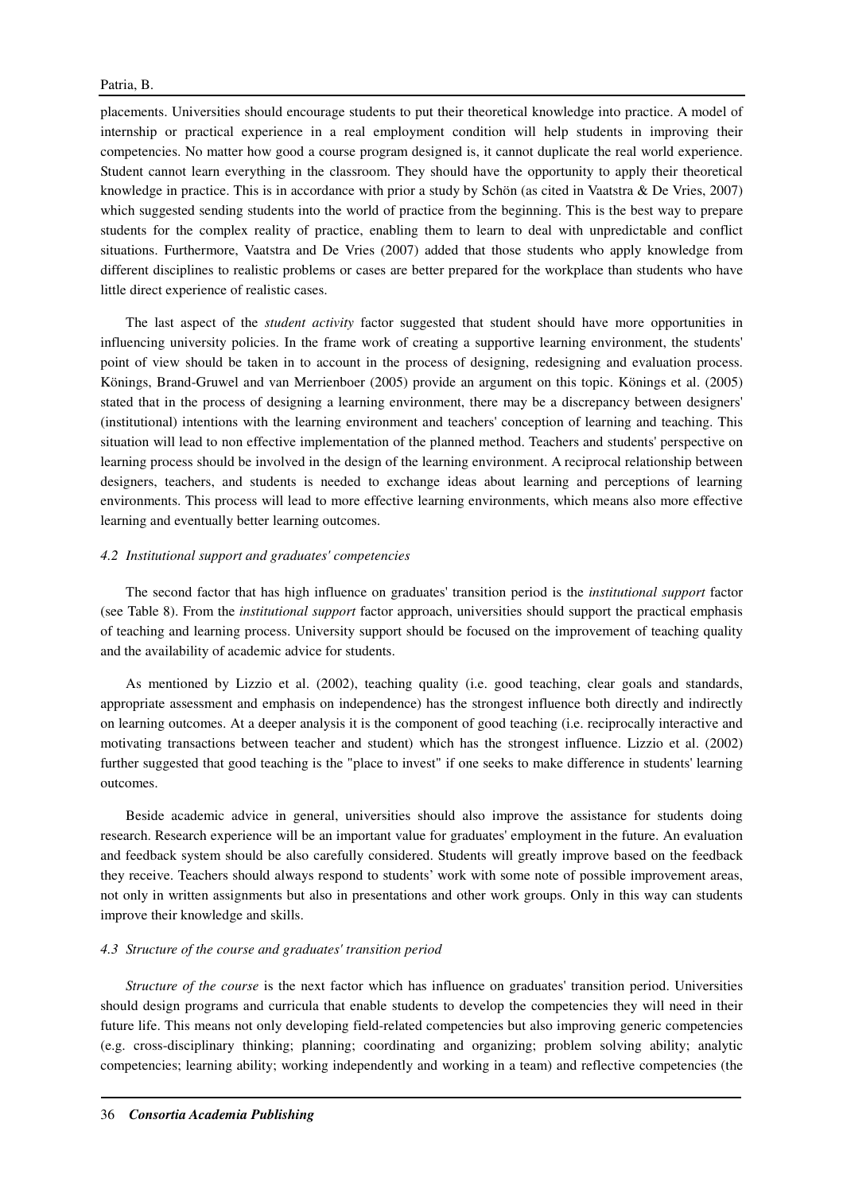placements. Universities should encourage students to put their theoretical knowledge into practice. A model of internship or practical experience in a real employment condition will help students in improving their competencies. No matter how good a course program designed is, it cannot duplicate the real world experience. Student cannot learn everything in the classroom. They should have the opportunity to apply their theoretical knowledge in practice. This is in accordance with prior a study by Schön (as cited in Vaatstra & De Vries, 2007) which suggested sending students into the world of practice from the beginning. This is the best way to prepare students for the complex reality of practice, enabling them to learn to deal with unpredictable and conflict situations. Furthermore, Vaatstra and De Vries (2007) added that those students who apply knowledge from different disciplines to realistic problems or cases are better prepared for the workplace than students who have little direct experience of realistic cases.

The last aspect of the *student activity* factor suggested that student should have more opportunities in influencing university policies. In the frame work of creating a supportive learning environment, the students' point of view should be taken in to account in the process of designing, redesigning and evaluation process. Könings, Brand-Gruwel and van Merrienboer (2005) provide an argument on this topic. Könings et al. (2005) stated that in the process of designing a learning environment, there may be a discrepancy between designers' (institutional) intentions with the learning environment and teachers' conception of learning and teaching. This situation will lead to non effective implementation of the planned method. Teachers and students' perspective on learning process should be involved in the design of the learning environment. A reciprocal relationship between designers, teachers, and students is needed to exchange ideas about learning and perceptions of learning environments. This process will lead to more effective learning environments, which means also more effective learning and eventually better learning outcomes.

### *4.2 Institutional support and graduates' competencies*

The second factor that has high influence on graduates' transition period is the *institutional support* factor (see Table 8). From the *institutional support* factor approach, universities should support the practical emphasis of teaching and learning process. University support should be focused on the improvement of teaching quality and the availability of academic advice for students.

As mentioned by Lizzio et al. (2002), teaching quality (i.e. good teaching, clear goals and standards, appropriate assessment and emphasis on independence) has the strongest influence both directly and indirectly on learning outcomes. At a deeper analysis it is the component of good teaching (i.e. reciprocally interactive and motivating transactions between teacher and student) which has the strongest influence. Lizzio et al. (2002) further suggested that good teaching is the "place to invest" if one seeks to make difference in students' learning outcomes.

Beside academic advice in general, universities should also improve the assistance for students doing research. Research experience will be an important value for graduates' employment in the future. An evaluation and feedback system should be also carefully considered. Students will greatly improve based on the feedback they receive. Teachers should always respond to students' work with some note of possible improvement areas, not only in written assignments but also in presentations and other work groups. Only in this way can students improve their knowledge and skills.

### *4.3 Structure of the course and graduates' transition period*

*Structure of the course* is the next factor which has influence on graduates' transition period. Universities should design programs and curricula that enable students to develop the competencies they will need in their future life. This means not only developing field-related competencies but also improving generic competencies (e.g. cross-disciplinary thinking; planning; coordinating and organizing; problem solving ability; analytic competencies; learning ability; working independently and working in a team) and reflective competencies (the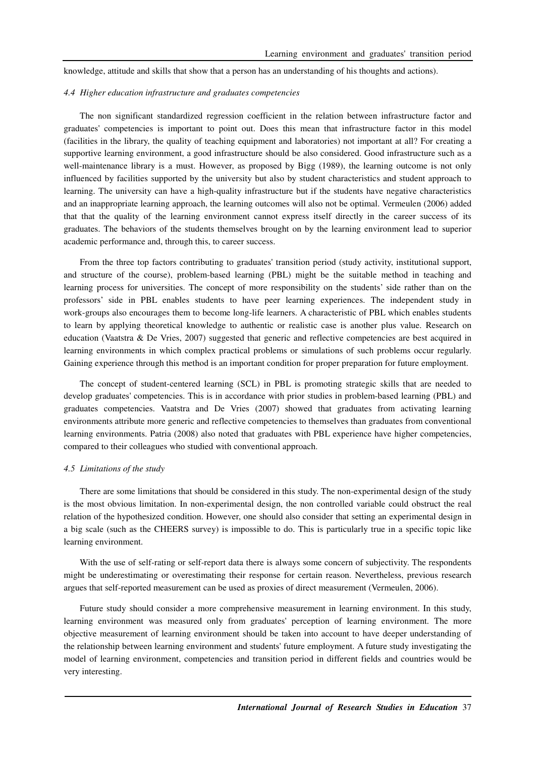knowledge, attitude and skills that show that a person has an understanding of his thoughts and actions).

### *4.4 Higher education infrastructure and graduates competencies*

The non significant standardized regression coefficient in the relation between infrastructure factor and graduates' competencies is important to point out. Does this mean that infrastructure factor in this model (facilities in the library, the quality of teaching equipment and laboratories) not important at all? For creating a supportive learning environment, a good infrastructure should be also considered. Good infrastructure such as a well-maintenance library is a must. However, as proposed by Bigg (1989), the learning outcome is not only influenced by facilities supported by the university but also by student characteristics and student approach to learning. The university can have a high-quality infrastructure but if the students have negative characteristics and an inappropriate learning approach, the learning outcomes will also not be optimal. Vermeulen (2006) added that that the quality of the learning environment cannot express itself directly in the career success of its graduates. The behaviors of the students themselves brought on by the learning environment lead to superior academic performance and, through this, to career success.

From the three top factors contributing to graduates' transition period (study activity, institutional support, and structure of the course), problem-based learning (PBL) might be the suitable method in teaching and learning process for universities. The concept of more responsibility on the students' side rather than on the professors' side in PBL enables students to have peer learning experiences. The independent study in work-groups also encourages them to become long-life learners. A characteristic of PBL which enables students to learn by applying theoretical knowledge to authentic or realistic case is another plus value. Research on education (Vaatstra & De Vries, 2007) suggested that generic and reflective competencies are best acquired in learning environments in which complex practical problems or simulations of such problems occur regularly. Gaining experience through this method is an important condition for proper preparation for future employment.

The concept of student-centered learning (SCL) in PBL is promoting strategic skills that are needed to develop graduates' competencies. This is in accordance with prior studies in problem-based learning (PBL) and graduates competencies. Vaatstra and De Vries (2007) showed that graduates from activating learning environments attribute more generic and reflective competencies to themselves than graduates from conventional learning environments. Patria (2008) also noted that graduates with PBL experience have higher competencies, compared to their colleagues who studied with conventional approach.

### *4.5 Limitations of the study*

There are some limitations that should be considered in this study. The non-experimental design of the study is the most obvious limitation. In non-experimental design, the non controlled variable could obstruct the real relation of the hypothesized condition. However, one should also consider that setting an experimental design in a big scale (such as the CHEERS survey) is impossible to do. This is particularly true in a specific topic like learning environment.

With the use of self-rating or self-report data there is always some concern of subjectivity. The respondents might be underestimating or overestimating their response for certain reason. Nevertheless, previous research argues that self-reported measurement can be used as proxies of direct measurement (Vermeulen, 2006).

Future study should consider a more comprehensive measurement in learning environment. In this study, learning environment was measured only from graduates' perception of learning environment. The more objective measurement of learning environment should be taken into account to have deeper understanding of the relationship between learning environment and students' future employment. A future study investigating the model of learning environment, competencies and transition period in different fields and countries would be very interesting.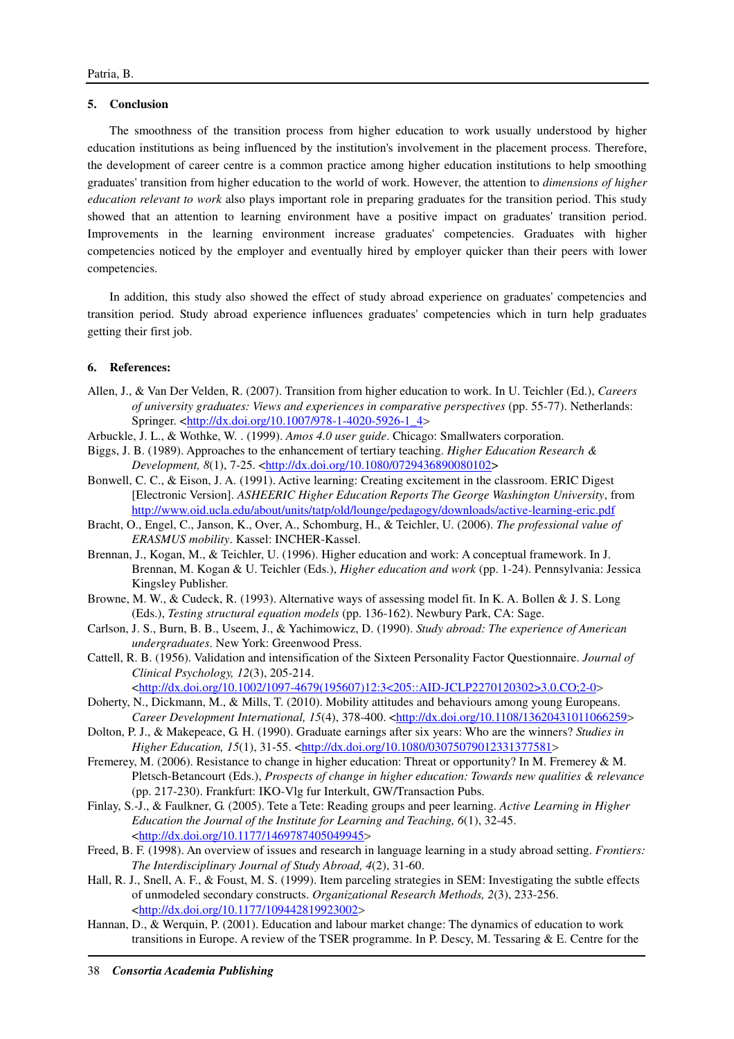## 5. Conclusion

The smoothness of the transition process from higher education to work usually understood by higher education institutions as being influenced by the institution's involvement in the placement process. Therefore, the development of career centre is a common practice among higher education institutions to help smoothing graduates' transition from higher education to the world of work. However, the attention to *dimensions of higher education relevant to work* also plays important role in preparing graduates for the transition period. This study showed that an attention to learning environment have a positive impact on graduates' transition period. Improvements in the learning environment increase graduates' competencies. Graduates with higher competencies noticed by the employer and eventually hired by employer quicker than their peers with lower competencies.

In addition, this study also showed the effect of study abroad experience on graduates' competencies and transition period. Study abroad experience influences graduates' competencies which in turn help graduates getting their first job.

## 6. References:

Allen, J., & Van Der Velden, R. (2007). Transition from higher education to work. In U. Teichler (Ed.), *Careers of university graduates: Views and experiences in comparative perspectives* (pp. 55-77). Netherlands: Springer. <http://dx.doi.org/10.1007/978-1-4020-5926-1_4>

Arbuckle, J. L., & Wothke, W. . (1999). *Amos 4.0 user guide*. Chicago: Smallwaters corporation.

Biggs, J. B. (1989). Approaches to the enhancement of tertiary teaching. *Higher Education Research & Development, 8*(1), 7-25. <http://dx.doi.org/10.1080/0729436890080102>

Bonwell, C. C., & Eison, J. A. (1991). Active learning: Creating excitement in the classroom. ERIC Digest [Electronic Version]. *ASHEERIC Higher Education Reports The George Washington University*, from http://www.oid.ucla.edu/about/units/tatp/old/lounge/pedagogy/downloads/active-learning-eric.pdf

Bracht, O., Engel, C., Janson, K., Over, A., Schomburg, H., & Teichler, U. (2006). *The professional value of ERASMUS mobility*. Kassel: INCHER-Kassel.

Brennan, J., Kogan, M., & Teichler, U. (1996). Higher education and work: A conceptual framework. In J. Brennan, M. Kogan & U. Teichler (Eds.), *Higher education and work* (pp. 1-24). Pennsylvania: Jessica Kingsley Publisher.

Browne, M. W., & Cudeck, R. (1993). Alternative ways of assessing model fit. In K. A. Bollen & J. S. Long (Eds.), *Testing structural equation models* (pp. 136-162). Newbury Park, CA: Sage.

Carlson, J. S., Burn, B. B., Useem, J., & Yachimowicz, D. (1990). *Study abroad: The experience of American undergraduates*. New York: Greenwood Press.

Cattell, R. B. (1956). Validation and intensification of the Sixteen Personality Factor Questionnaire. *Journal of Clinical Psychology, 12*(3), 205-214. <http://dx.doi.org/10.1002/1097-4679(195607)12:3<205::AID-JCLP2270120302>3.0.CO;2-0>

Doherty, N., Dickmann, M., & Mills, T. (2010). Mobility attitudes and behaviours among young Europeans. *Career Development International, 15*(4), 378-400. <http://dx.doi.org/10.1108/13620431011066259>

Dolton, P. J., & Makepeace, G. H. (1990). Graduate earnings after six years: Who are the winners? *Studies in Higher Education, 15*(1), 31-55. <http://dx.doi.org/10.1080/03075079012331377581>

Fremerey, M. (2006). Resistance to change in higher education: Threat or opportunity? In M. Fremerey & M. Pletsch-Betancourt (Eds.), *Prospects of change in higher education: Towards new qualities & relevance* (pp. 217-230). Frankfurt: IKO-Vlg fur Interkult, GW/Transaction Pubs.

Finlay, S.-J., & Faulkner, G. (2005). Tete a Tete: Reading groups and peer learning. *Active Learning in Higher Education the Journal of the Institute for Learning and Teaching, 6*(1), 32-45. <http://dx.doi.org/10.1177/1469787405049945>

Freed, B. F. (1998). An overview of issues and research in language learning in a study abroad setting. *Frontiers: The Interdisciplinary Journal of Study Abroad, 4*(2), 31-60.

Hall, R. J., Snell, A. F., & Foust, M. S. (1999). Item parceling strategies in SEM: Investigating the subtle effects of unmodeled secondary constructs. *Organizational Research Methods, 2*(3), 233-256. <http://dx.doi.org/10.1177/109442819923002>

Hannan, D., & Werquin, P. (2001). Education and labour market change: The dynamics of education to work transitions in Europe. A review of the TSER programme. In P. Descy, M. Tessaring & E. Centre for the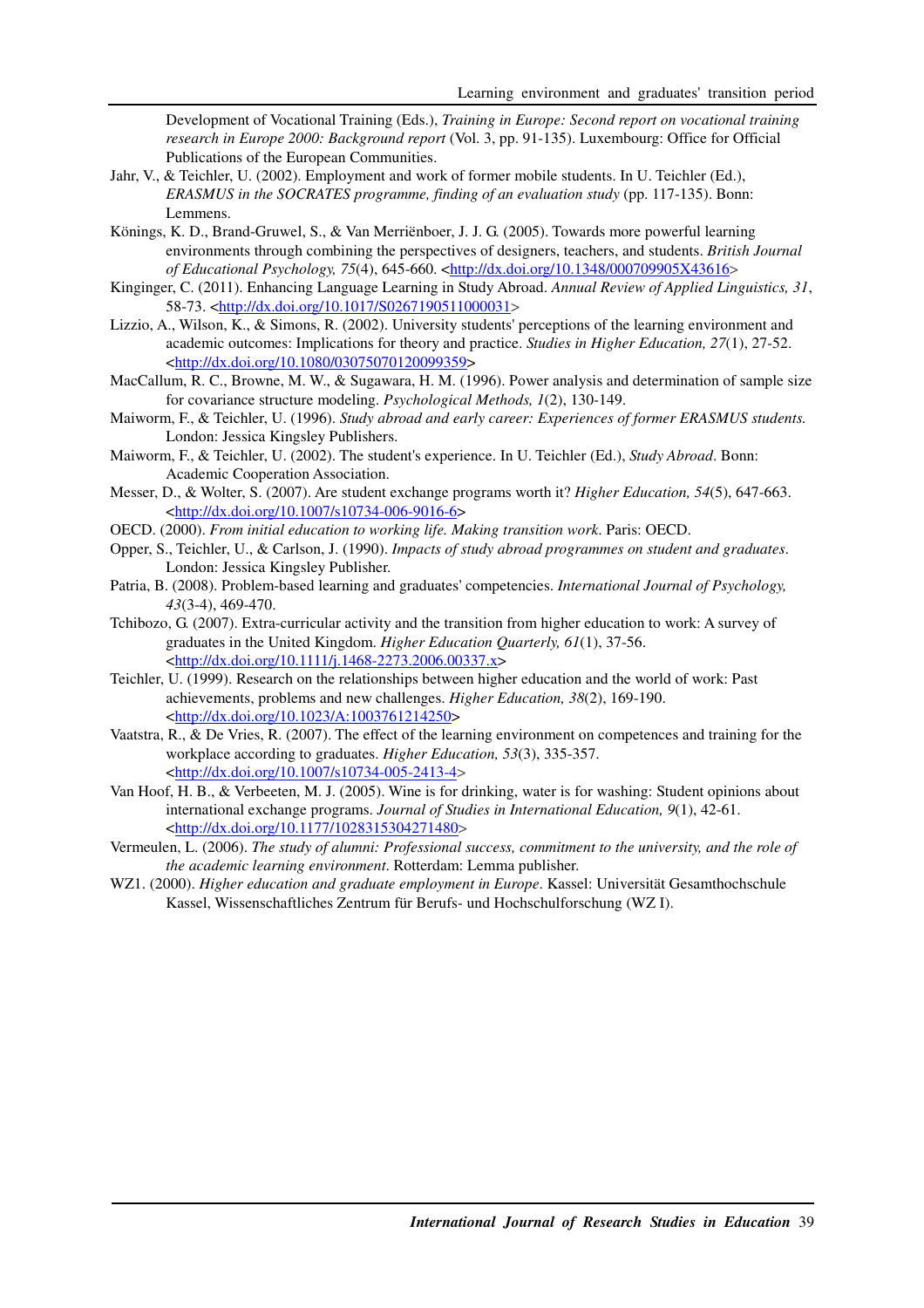Development of Vocational Training (Eds.), *Training in Europe: Second report on vocational training research in Europe 2000: Background report* (Vol. 3, pp. 91-135). Luxembourg: Office for Official Publications of the European Communities.

Jahr, V., & Teichler, U. (2002). Employment and work of former mobile students. In U. Teichler (Ed.), *ERASMUS in the SOCRATES programme, finding of an evaluation study* (pp. 117-135). Bonn: Lemmens.

Könings, K. D., Brand-Gruwel, S., & Van Merriënboer, J. J. G. (2005). Towards more powerful learning environments through combining the perspectives of designers, teachers, and students. *British Journal of Educational Psychology, 75*(4), 645-660. <http://dx.doi.org/10.1348/000709905X43616>

Kinginger, C. (2011). Enhancing Language Learning in Study Abroad. *Annual Review of Applied Linguistics, 31*, 58-73. <http://dx.doi.org/10.1017/S0267190511000031>

Lizzio, A., Wilson, K., & Simons, R. (2002). University students' perceptions of the learning environment and academic outcomes: Implications for theory and practice. *Studies in Higher Education, 27*(1), 27-52. <http://dx.doi.org/10.1080/03075070120099359>

MacCallum, R. C., Browne, M. W., & Sugawara, H. M. (1996). Power analysis and determination of sample size for covariance structure modeling. *Psychological Methods, 1*(2), 130-149.

Maiworm, F., & Teichler, U. (1996). *Study abroad and early career: Experiences of former ERASMUS students.* London: Jessica Kingsley Publishers.

Maiworm, F., & Teichler, U. (2002). The student's experience. In U. Teichler (Ed.), *Study Abroad*. Bonn: Academic Cooperation Association.

Messer, D., & Wolter, S. (2007). Are student exchange programs worth it? *Higher Education, 54*(5), 647-663. <http://dx.doi.org/10.1007/s10734-006-9016-6>

OECD. (2000). *From initial education to working life. Making transition work*. Paris: OECD.

Opper, S., Teichler, U., & Carlson, J. (1990). *Impacts of study abroad programmes on student and graduates*. London: Jessica Kingsley Publisher.

Patria, B. (2008). Problem-based learning and graduates' competencies. *International Journal of Psychology, 43*(3-4), 469-470.

Tchibozo, G. (2007). Extra-curricular activity and the transition from higher education to work: A survey of graduates in the United Kingdom. *Higher Education Quarterly, 61*(1), 37-56. <http://dx.doi.org/10.1111/j.1468-2273.2006.00337.x>

Teichler, U. (1999). Research on the relationships between higher education and the world of work: Past achievements, problems and new challenges. *Higher Education, 38*(2), 169-190. <http://dx.doi.org/10.1023/A:1003761214250>

Vaatstra, R., & De Vries, R. (2007). The effect of the learning environment on competences and training for the workplace according to graduates. *Higher Education, 53*(3), 335-357. <http://dx.doi.org/10.1007/s10734-005-2413-4>

Van Hoof, H. B., & Verbeeten, M. J. (2005). Wine is for drinking, water is for washing: Student opinions about international exchange programs. *Journal of Studies in International Education, 9*(1), 42-61. <http://dx.doi.org/10.1177/1028315304271480>

Vermeulen, L. (2006). *The study of alumni: Professional success, commitment to the university, and the role of the academic learning environment*. Rotterdam: Lemma publisher.

WZ1. (2000). *Higher education and graduate employment in Europe*. Kassel: Universität Gesamthochschule Kassel, Wissenschaftliches Zentrum für Berufs- und Hochschulforschung (WZ I).